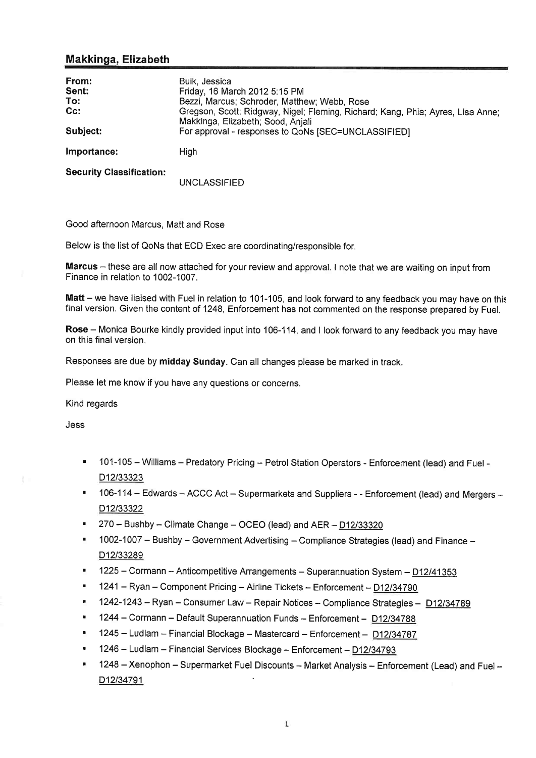## Makkinga, Elizabeth

| | |
|---|---|
| **From:** | Buik, Jessica |
| **Sent:** | Friday, 16 March 2012 5:15 PM |
| **To:** | Bezzi, Marcus; Schroder, Matthew; Webb, Rose |
| **Cc:** | Gregson, Scott; Ridgway, Nigel; Fleming, Richard; Kang, Phia; Ayres, Lisa Anne; Makkinga, Elizabeth; Sood, Anjali |
| **Subject:** | For approval - responses to QoNs [SEC=UNCLASSIFIED] |
| **Importance:** | High |
| **Security Classification:** | UNCLASSIFIED |

Good afternoon Marcus, Matt and Rose

Below is the list of QoNs that ECD Exec are coordinating/responsible for.

**Marcus** – these are all now attached for your review and approval. I note that we are waiting on input from Finance in relation to 1002-1007.

**Matt** – we have liaised with Fuel in relation to 101-105, and look forward to any feedback you may have on this final version. Given the content of 1248, Enforcement has not commented on the response prepared by Fuel.

**Rose** – Monica Bourke kindly provided input into 106-114, and I look forward to any feedback you may have on this final version.

Responses are due by **midday Sunday**. Can all changes please be marked in track.

Please let me know if you have any questions or concerns.

Kind regards

Jess

- 101-105 – Williams – Predatory Pricing – Petrol Station Operators - Enforcement (lead) and Fuel - D12/33323
- 106-114 – Edwards – ACCC Act – Supermarkets and Suppliers - - Enforcement (lead) and Mergers – D12/33322
- 270 – Bushby – Climate Change – OCEO (lead) and AER – D12/33320
- 1002-1007 – Bushby – Government Advertising – Compliance Strategies (lead) and Finance – D12/33289
- 1225 – Cormann – Anticompetitive Arrangements – Superannuation System – D12/41353
- 1241 – Ryan – Component Pricing – Airline Tickets – Enforcement – D12/34790
- 1242-1243 – Ryan – Consumer Law – Repair Notices – Compliance Strategies – D12/34789
- 1244 – Cormann – Default Superannuation Funds – Enforcement – D12/34788
- 1245 – Ludlam – Financial Blockage – Mastercard – Enforcement – D12/34787
- 1246 – Ludlam – Financial Services Blockage – Enforcement – D12/34793
- 1248 – Xenophon – Supermarket Fuel Discounts – Market Analysis – Enforcement (Lead) and Fuel – D12/34791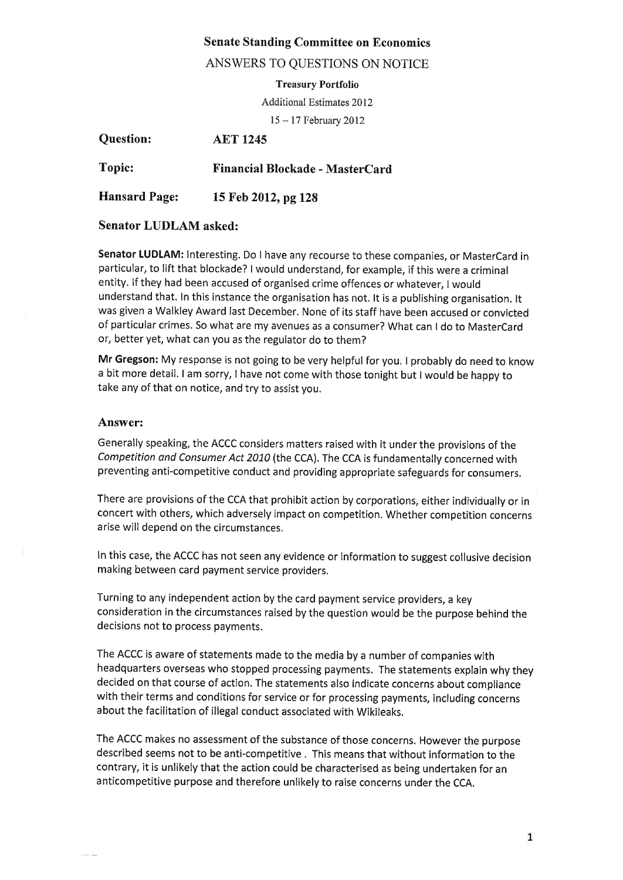**Senate Standing Committee on Economics**

ANSWERS TO QUESTIONS ON NOTICE

**Treasury Portfolio**

Additional Estimates 2012

15 – 17 February 2012

**Question:** **AET 1245**

**Topic:** **Financial Blockade - MasterCard**

**Hansard Page:** **15 Feb 2012, pg 128**

**Senator LUDLAM asked:**

**Senator LUDLAM:** Interesting. Do I have any recourse to these companies, or MasterCard in particular, to lift that blockade? I would understand, for example, if this were a criminal entity. If they had been accused of organised crime offences or whatever, I would understand that. In this instance the organisation has not. It is a publishing organisation. It was given a Walkley Award last December. None of its staff have been accused or convicted of particular crimes. So what are my avenues as a consumer? What can I do to MasterCard or, better yet, what can you as the regulator do to them?

**Mr Gregson:** My response is not going to be very helpful for you. I probably do need to know a bit more detail. I am sorry, I have not come with those tonight but I would be happy to take any of that on notice, and try to assist you.

**Answer:**

Generally speaking, the ACCC considers matters raised with it under the provisions of the *Competition and Consumer Act 2010* (the CCA). The CCA is fundamentally concerned with preventing anti-competitive conduct and providing appropriate safeguards for consumers.

There are provisions of the CCA that prohibit action by corporations, either individually or in concert with others, which adversely impact on competition. Whether competition concerns arise will depend on the circumstances.

In this case, the ACCC has not seen any evidence or information to suggest collusive decision making between card payment service providers.

Turning to any independent action by the card payment service providers, a key consideration in the circumstances raised by the question would be the purpose behind the decisions not to process payments.

The ACCC is aware of statements made to the media by a number of companies with headquarters overseas who stopped processing payments. The statements explain why they decided on that course of action. The statements also indicate concerns about compliance with their terms and conditions for service or for processing payments, including concerns about the facilitation of illegal conduct associated with Wikileaks.

The ACCC makes no assessment of the substance of those concerns. However the purpose described seems not to be anti-competitive . This means that without information to the contrary, it is unlikely that the action could be characterised as being undertaken for an anticompetitive purpose and therefore unlikely to raise concerns under the CCA.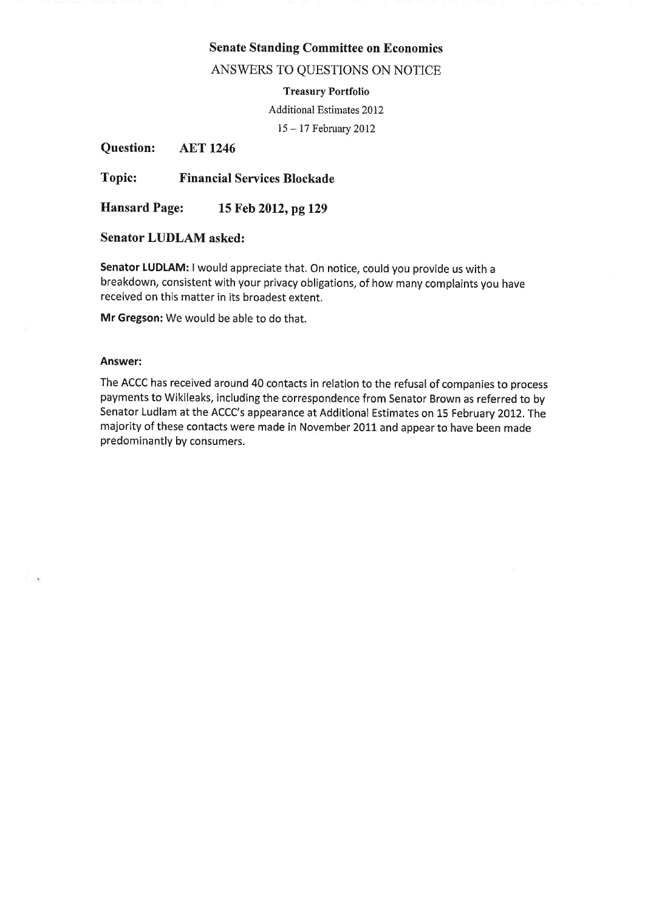**Senate Standing Committee on Economics**

ANSWERS TO QUESTIONS ON NOTICE

**Treasury Portfolio**

Additional Estimates 2012

15 – 17 February 2012

**Question:** **AET 1246**

**Topic:** **Financial Services Blockade**

**Hansard Page:** **15 Feb 2012, pg 129**

**Senator LUDLAM asked:**

**Senator LUDLAM:** I would appreciate that. On notice, could you provide us with a breakdown, consistent with your privacy obligations, of how many complaints you have received on this matter in its broadest extent.

**Mr Gregson:** We would be able to do that.

**Answer:**

The ACCC has received around 40 contacts in relation to the refusal of companies to process payments to Wikileaks, including the correspondence from Senator Brown as referred to by Senator Ludlam at the ACCC's appearance at Additional Estimates on 15 February 2012. The majority of these contacts were made in November 2011 and appear to have been made predominantly by consumers.